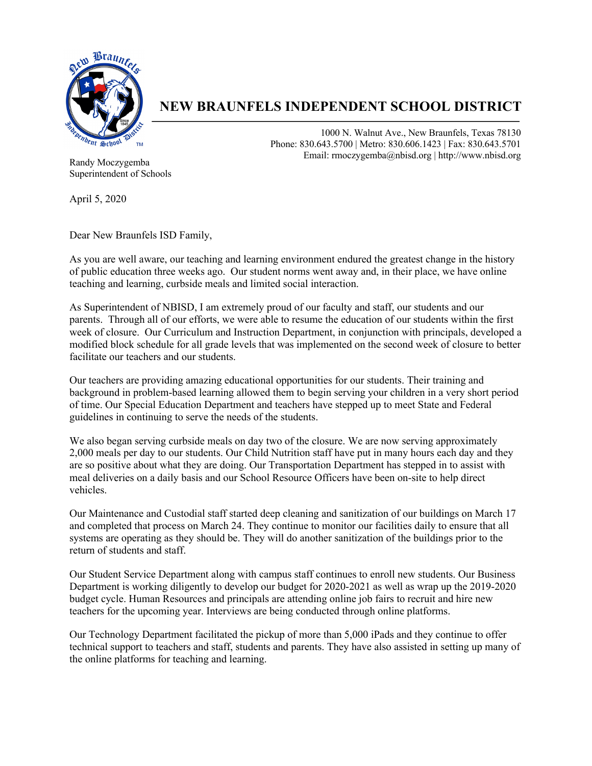# NEW BRAUNFELS INDEPENDENT SCHOOL DISTRICT

1000 N. Walnut Ave., New Braunfels, Texas 78130
Phone: 830.643.5700 | Metro: 830.606.1423 | Fax: 830.643.5701
Email: rmoczygemba@nbisd.org | http://www.nbisd.org

Randy Moczygemba
Superintendent of Schools

April 5, 2020

Dear New Braunfels ISD Family,

As you are well aware, our teaching and learning environment endured the greatest change in the history of public education three weeks ago. Our student norms went away and, in their place, we have online teaching and learning, curbside meals and limited social interaction.

As Superintendent of NBISD, I am extremely proud of our faculty and staff, our students and our parents. Through all of our efforts, we were able to resume the education of our students within the first week of closure. Our Curriculum and Instruction Department, in conjunction with principals, developed a modified block schedule for all grade levels that was implemented on the second week of closure to better facilitate our teachers and our students.

Our teachers are providing amazing educational opportunities for our students. Their training and background in problem-based learning allowed them to begin serving your children in a very short period of time. Our Special Education Department and teachers have stepped up to meet State and Federal guidelines in continuing to serve the needs of the students.

We also began serving curbside meals on day two of the closure. We are now serving approximately 2,000 meals per day to our students. Our Child Nutrition staff have put in many hours each day and they are so positive about what they are doing. Our Transportation Department has stepped in to assist with meal deliveries on a daily basis and our School Resource Officers have been on-site to help direct vehicles.

Our Maintenance and Custodial staff started deep cleaning and sanitization of our buildings on March 17 and completed that process on March 24. They continue to monitor our facilities daily to ensure that all systems are operating as they should be. They will do another sanitization of the buildings prior to the return of students and staff.

Our Student Service Department along with campus staff continues to enroll new students. Our Business Department is working diligently to develop our budget for 2020-2021 as well as wrap up the 2019-2020 budget cycle. Human Resources and principals are attending online job fairs to recruit and hire new teachers for the upcoming year. Interviews are being conducted through online platforms.

Our Technology Department facilitated the pickup of more than 5,000 iPads and they continue to offer technical support to teachers and staff, students and parents. They have also assisted in setting up many of the online platforms for teaching and learning.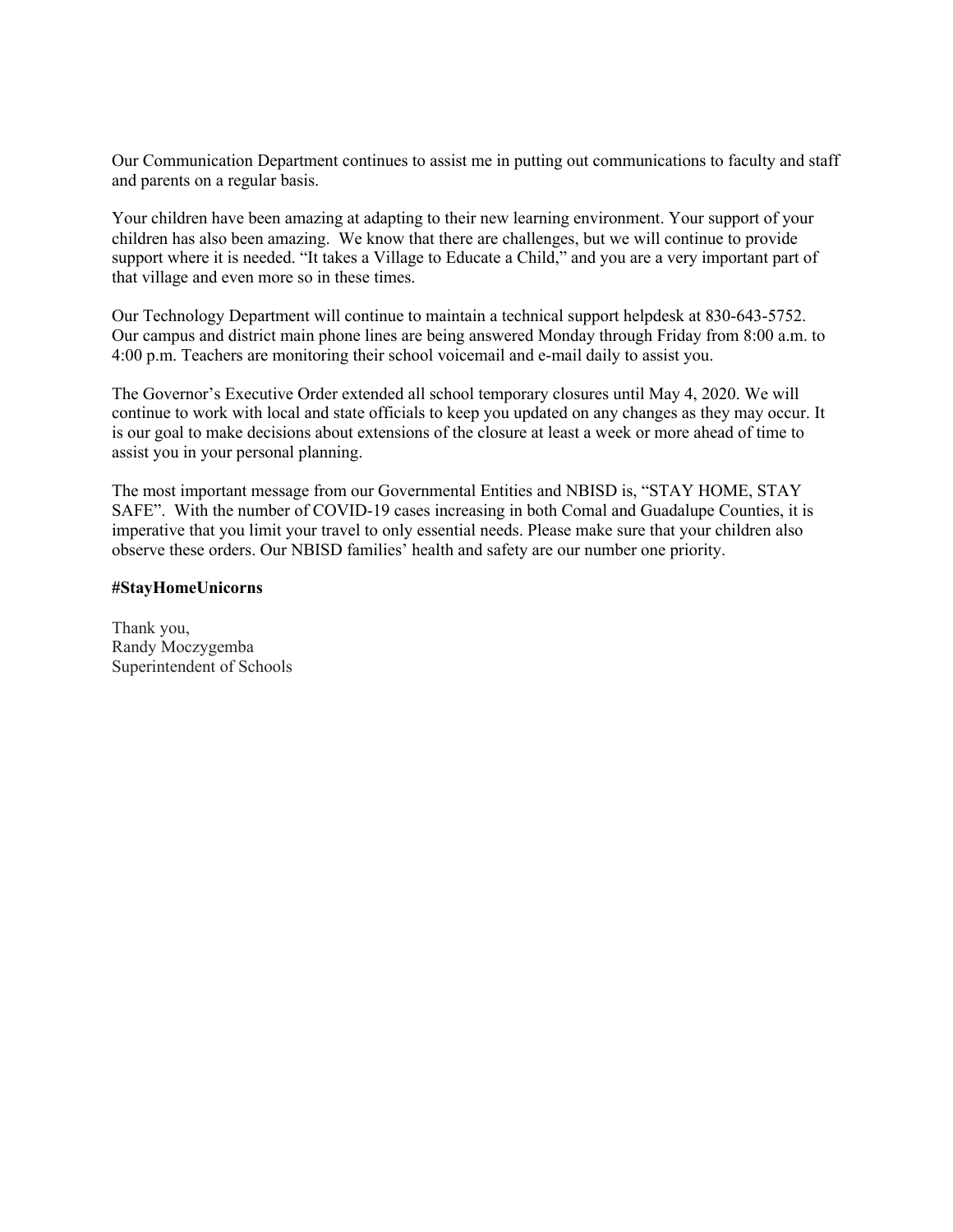Our Communication Department continues to assist me in putting out communications to faculty and staff and parents on a regular basis.

Your children have been amazing at adapting to their new learning environment. Your support of your children has also been amazing. We know that there are challenges, but we will continue to provide support where it is needed. "It takes a Village to Educate a Child," and you are a very important part of that village and even more so in these times.

Our Technology Department will continue to maintain a technical support helpdesk at 830-643-5752. Our campus and district main phone lines are being answered Monday through Friday from 8:00 a.m. to 4:00 p.m. Teachers are monitoring their school voicemail and e-mail daily to assist you.

The Governor's Executive Order extended all school temporary closures until May 4, 2020. We will continue to work with local and state officials to keep you updated on any changes as they may occur. It is our goal to make decisions about extensions of the closure at least a week or more ahead of time to assist you in your personal planning.

The most important message from our Governmental Entities and NBISD is, "STAY HOME, STAY SAFE". With the number of COVID-19 cases increasing in both Comal and Guadalupe Counties, it is imperative that you limit your travel to only essential needs. Please make sure that your children also observe these orders. Our NBISD families' health and safety are our number one priority.

**#StayHomeUnicorns**

Thank you,
Randy Moczygemba
Superintendent of Schools